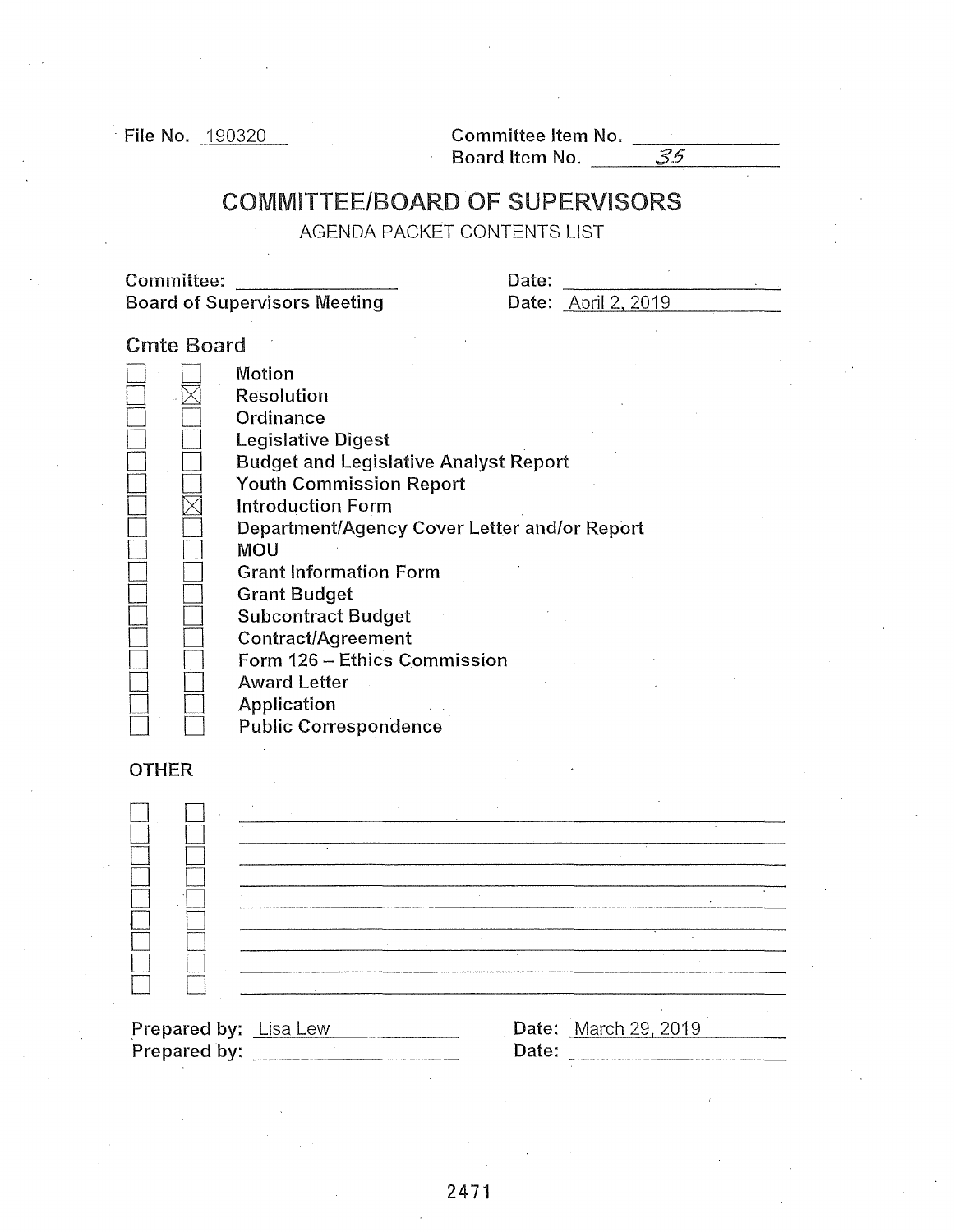File No. 190320

Committee Item No. \_\_\_\_\_\_\_\_\_\_
Board Item No. 35

# COMMITTEE/BOARD OF SUPERVISORS

AGENDA PACKET CONTENTS LIST

Committee: \_\_\_\_\_\_\_\_\_\_ Date: \_\_\_\_\_\_\_\_\_\_
Board of Supervisors Meeting Date: April 2, 2019

| Cmte | Board | |
|---|---|---|
| ☐ | ☐ | Motion |
| ☐ | ☒ | Resolution |
| ☐ | ☐ | Ordinance |
| ☐ | ☐ | Legislative Digest |
| ☐ | ☐ | Budget and Legislative Analyst Report |
| ☐ | ☐ | Youth Commission Report |
| ☐ | ☒ | Introduction Form |
| ☐ | ☐ | Department/Agency Cover Letter and/or Report |
| ☐ | ☐ | MOU |
| ☐ | ☐ | Grant Information Form |
| ☐ | ☐ | Grant Budget |
| ☐ | ☐ | Subcontract Budget |
| ☐ | ☐ | Contract/Agreement |
| ☐ | ☐ | Form 126 – Ethics Commission |
| ☐ | ☐ | Award Letter |
| ☐ | ☐ | Application |
| ☐ | ☐ | Public Correspondence |

OTHER

| | | |
|---|---|---|
| ☐ | ☐ | |
| ☐ | ☐ | |
| ☐ | ☐ | |
| ☐ | ☐ | |
| ☐ | ☐ | |
| ☐ | ☐ | |
| ☐ | ☐ | |
| ☐ | ☐ | |
| ☐ | ☐ | |

Prepared by: Lisa Lew Date: March 29, 2019
Prepared by: \_\_\_\_\_\_\_\_\_\_ Date: \_\_\_\_\_\_\_\_\_\_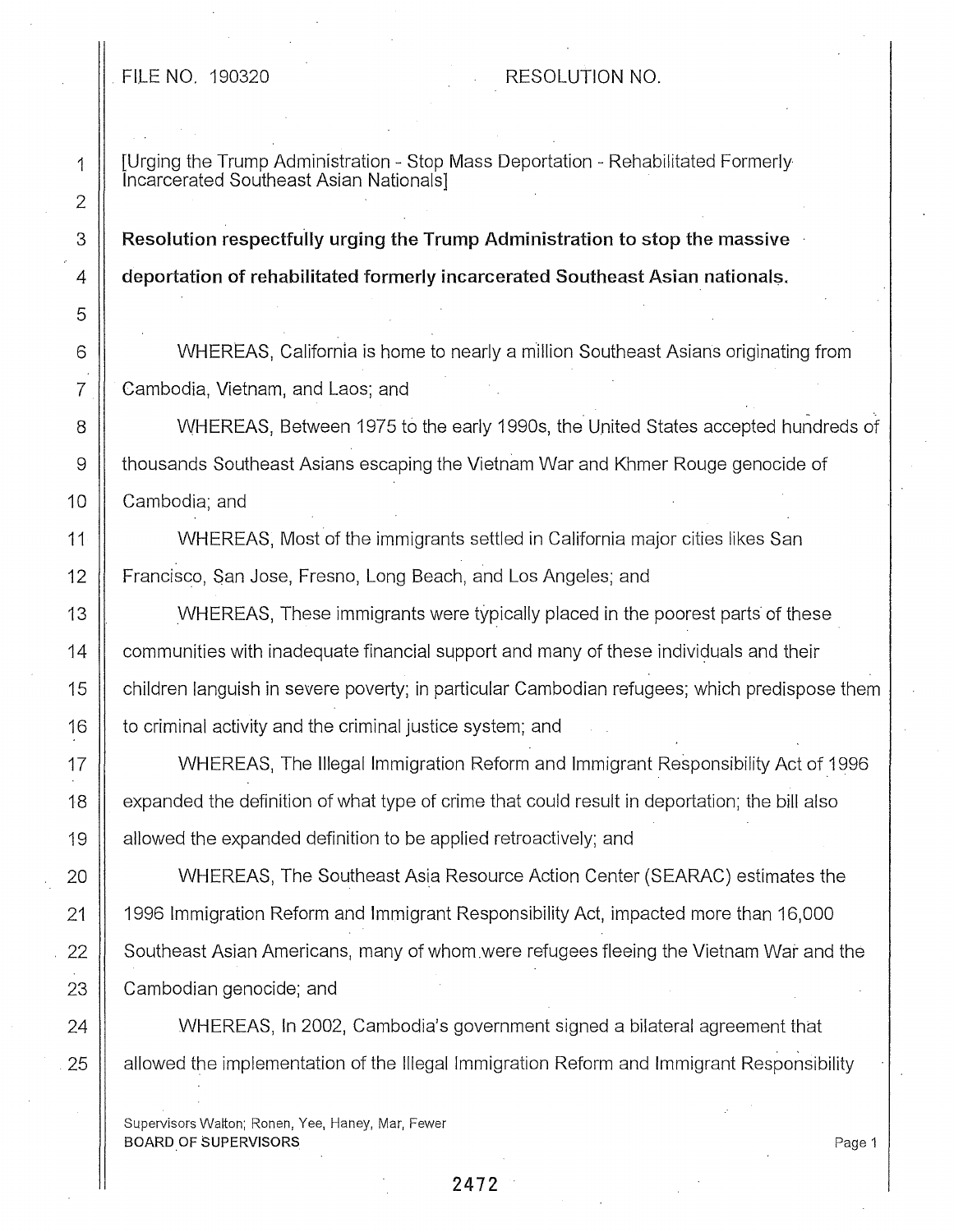FILE NO. 190320 RESOLUTION NO.

[Urging the Trump Administration - Stop Mass Deportation - Rehabilitated Formerly Incarcerated Southeast Asian Nationals]

**Resolution respectfully urging the Trump Administration to stop the massive deportation of rehabilitated formerly incarcerated Southeast Asian nationals.**

WHEREAS, California is home to nearly a million Southeast Asians originating from Cambodia, Vietnam, and Laos; and

WHEREAS, Between 1975 to the early 1990s, the United States accepted hundreds of thousands Southeast Asians escaping the Vietnam War and Khmer Rouge genocide of Cambodia; and

WHEREAS, Most of the immigrants settled in California major cities likes San Francisco, San Jose, Fresno, Long Beach, and Los Angeles; and

WHEREAS, These immigrants were typically placed in the poorest parts of these communities with inadequate financial support and many of these individuals and their children languish in severe poverty; in particular Cambodian refugees; which predispose them to criminal activity and the criminal justice system; and

WHEREAS, The Illegal Immigration Reform and Immigrant Responsibility Act of 1996 expanded the definition of what type of crime that could result in deportation; the bill also allowed the expanded definition to be applied retroactively; and

WHEREAS, The Southeast Asia Resource Action Center (SEARAC) estimates the 1996 Immigration Reform and Immigrant Responsibility Act, impacted more than 16,000 Southeast Asian Americans, many of whom were refugees fleeing the Vietnam War and the Cambodian genocide; and

WHEREAS, In 2002, Cambodia's government signed a bilateral agreement that allowed the implementation of the Illegal Immigration Reform and Immigrant Responsibility

Supervisors Walton; Ronen, Yee, Haney, Mar, Fewer
BOARD OF SUPERVISORS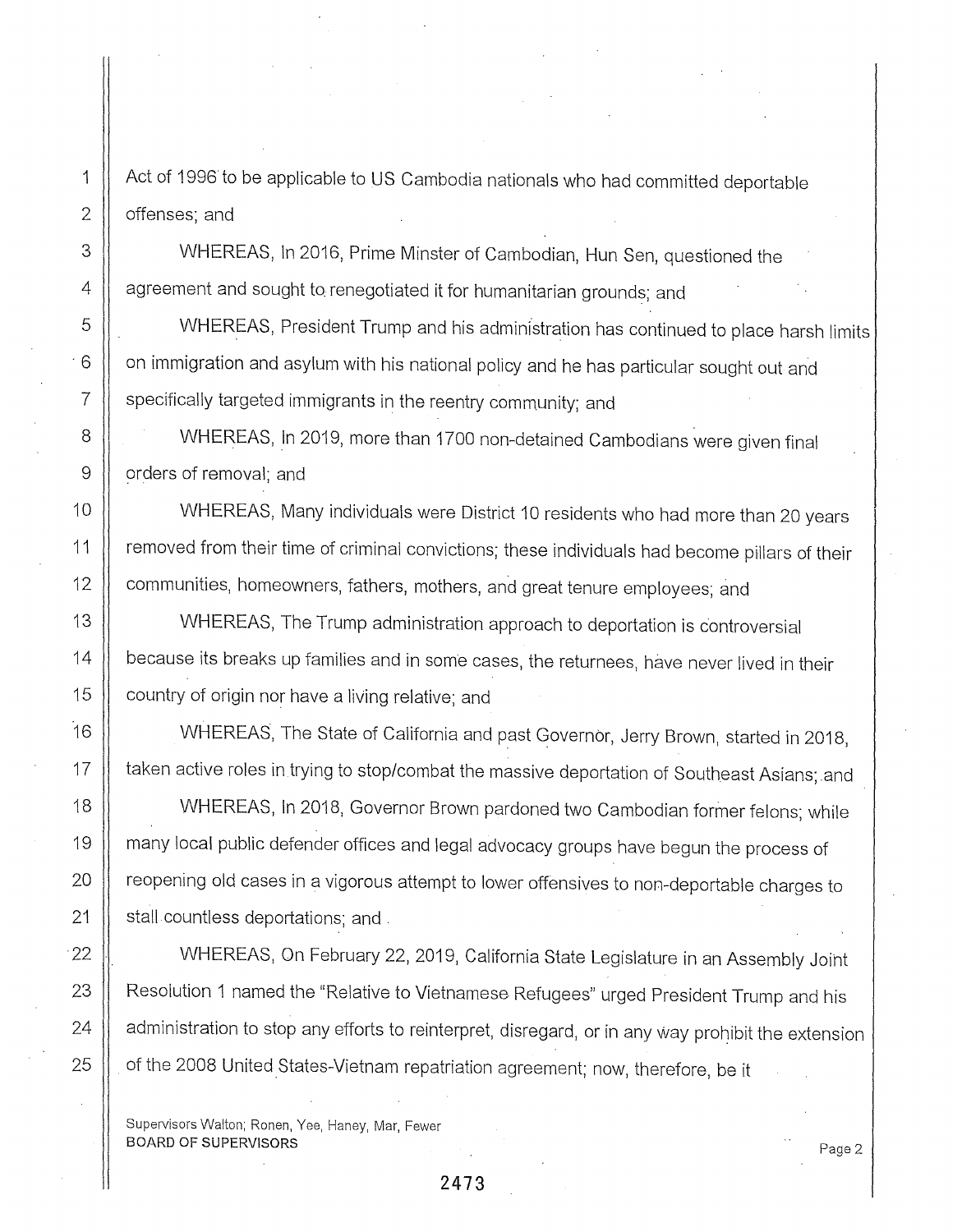Act of 1996 to be applicable to US Cambodia nationals who had committed deportable offenses; and

WHEREAS, In 2016, Prime Minster of Cambodian, Hun Sen, questioned the agreement and sought to renegotiated it for humanitarian grounds; and

WHEREAS, President Trump and his administration has continued to place harsh limits on immigration and asylum with his national policy and he has particular sought out and specifically targeted immigrants in the reentry community; and

WHEREAS, In 2019, more than 1700 non-detained Cambodians were given final orders of removal; and

WHEREAS, Many individuals were District 10 residents who had more than 20 years removed from their time of criminal convictions; these individuals had become pillars of their communities, homeowners, fathers, mothers, and great tenure employees; and

WHEREAS, The Trump administration approach to deportation is controversial because its breaks up families and in some cases, the returnees, have never lived in their country of origin nor have a living relative; and

WHEREAS, The State of California and past Governor, Jerry Brown, started in 2018, taken active roles in trying to stop/combat the massive deportation of Southeast Asians; and

WHEREAS, In 2018, Governor Brown pardoned two Cambodian former felons; while many local public defender offices and legal advocacy groups have begun the process of reopening old cases in a vigorous attempt to lower offensives to non-deportable charges to stall countless deportations; and

WHEREAS, On February 22, 2019, California State Legislature in an Assembly Joint Resolution 1 named the "Relative to Vietnamese Refugees" urged President Trump and his administration to stop any efforts to reinterpret, disregard, or in any way prohibit the extension of the 2008 United States-Vietnam repatriation agreement; now, therefore, be it

Supervisors Walton; Ronen, Yee, Haney, Mar, Fewer
BOARD OF SUPERVISORS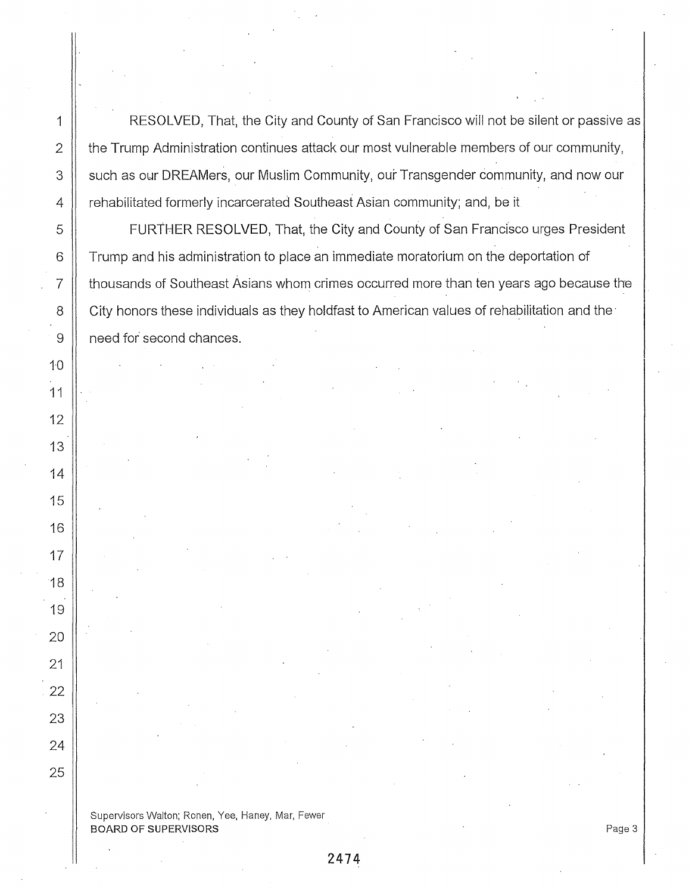RESOLVED, That, the City and County of San Francisco will not be silent or passive as the Trump Administration continues attack our most vulnerable members of our community, such as our DREAMers, our Muslim Community, our Transgender community, and now our rehabilitated formerly incarcerated Southeast Asian community; and, be it

FURTHER RESOLVED, That, the City and County of San Francisco urges President Trump and his administration to place an immediate moratorium on the deportation of thousands of Southeast Asians whom crimes occurred more than ten years ago because the City honors these individuals as they holdfast to American values of rehabilitation and the need for second chances.

Supervisors Walton; Ronen, Yee, Haney, Mar, Fewer
BOARD OF SUPERVISORS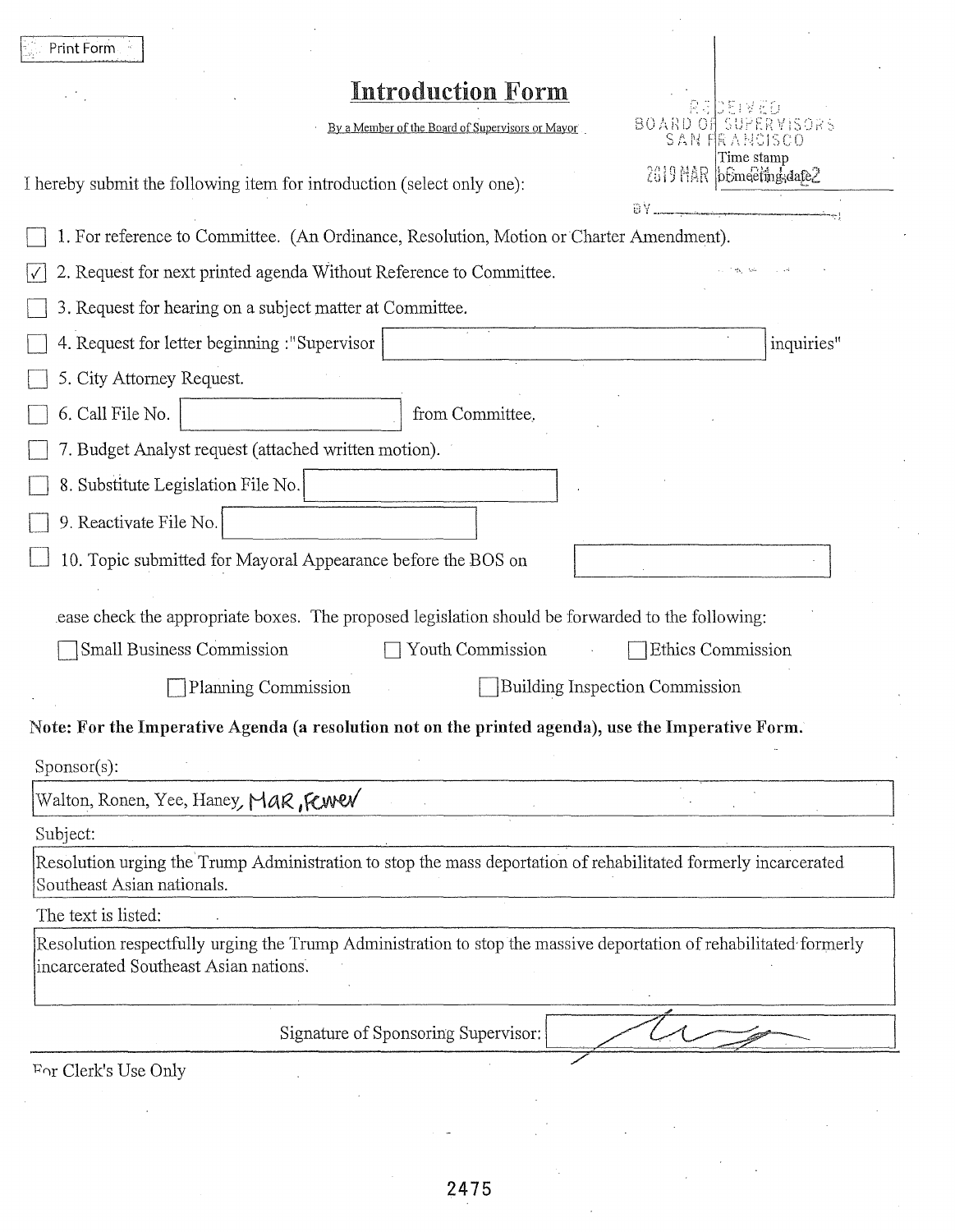Print Form

# Introduction Form

By a Member of the Board of Supervisors or Mayor

RECEIVED
BOARD OF SUPERVISORS
SAN FRANCISCO
2019 MAR 16 PM 1:42
Time stamp
or meeting date
BY

I hereby submit the following item for introduction (select only one):

- [ ] 1. For reference to Committee. (An Ordinance, Resolution, Motion or Charter Amendment).
- [x] 2. Request for next printed agenda Without Reference to Committee.
- [ ] 3. Request for hearing on a subject matter at Committee.
- [ ] 4. Request for letter beginning :"Supervisor [ ] inquiries"
- [ ] 5. City Attorney Request.
- [ ] 6. Call File No. [ ] from Committee.
- [ ] 7. Budget Analyst request (attached written motion).
- [ ] 8. Substitute Legislation File No. [ ]
- [ ] 9. Reactivate File No. [ ]
- [ ] 10. Topic submitted for Mayoral Appearance before the BOS on [ ]

Please check the appropriate boxes. The proposed legislation should be forwarded to the following:

- [ ] Small Business Commission
- [ ] Youth Commission
- [ ] Ethics Commission
- [ ] Planning Commission
- [ ] Building Inspection Commission

**Note: For the Imperative Agenda (a resolution not on the printed agenda), use the Imperative Form.**

Sponsor(s):

Walton, Ronen, Yee, Haney, Mar, Fewer

Subject:

Resolution urging the Trump Administration to stop the mass deportation of rehabilitated formerly incarcerated Southeast Asian nationals.

The text is listed:

Resolution respectfully urging the Trump Administration to stop the massive deportation of rehabilitated formerly incarcerated Southeast Asian nations.

Signature of Sponsoring Supervisor: [signature]

For Clerk's Use Only